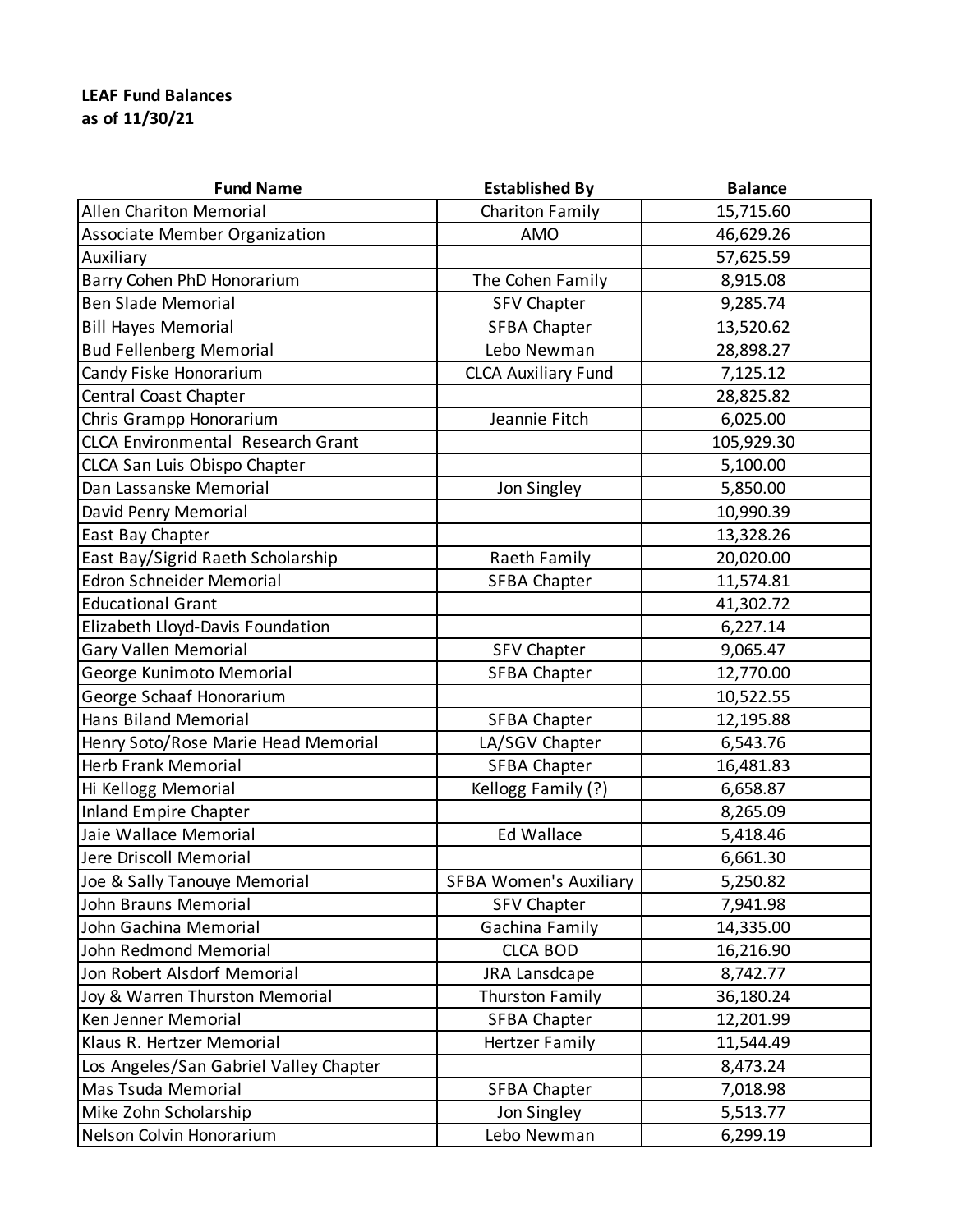**LEAF Fund Balances**
**as of 11/30/21**

| Fund Name | Established By | Balance |
|---|---|---|
| Allen Chariton Memorial | Chariton Family | 15,715.60 |
| Associate Member Organization | AMO | 46,629.26 |
| Auxiliary | | 57,625.59 |
| Barry Cohen PhD Honorarium | The Cohen Family | 8,915.08 |
| Ben Slade Memorial | SFV Chapter | 9,285.74 |
| Bill Hayes Memorial | SFBA Chapter | 13,520.62 |
| Bud Fellenberg Memorial | Lebo Newman | 28,898.27 |
| Candy Fiske Honorarium | CLCA Auxiliary Fund | 7,125.12 |
| Central Coast Chapter | | 28,825.82 |
| Chris Grampp Honorarium | Jeannie Fitch | 6,025.00 |
| CLCA Environmental Research Grant | | 105,929.30 |
| CLCA San Luis Obispo Chapter | | 5,100.00 |
| Dan Lassanske Memorial | Jon Singley | 5,850.00 |
| David Penry Memorial | | 10,990.39 |
| East Bay Chapter | | 13,328.26 |
| East Bay/Sigrid Raeth Scholarship | Raeth Family | 20,020.00 |
| Edron Schneider Memorial | SFBA Chapter | 11,574.81 |
| Educational Grant | | 41,302.72 |
| Elizabeth Lloyd-Davis Foundation | | 6,227.14 |
| Gary Vallen Memorial | SFV Chapter | 9,065.47 |
| George Kunimoto Memorial | SFBA Chapter | 12,770.00 |
| George Schaaf Honorarium | | 10,522.55 |
| Hans Biland Memorial | SFBA Chapter | 12,195.88 |
| Henry Soto/Rose Marie Head Memorial | LA/SGV Chapter | 6,543.76 |
| Herb Frank Memorial | SFBA Chapter | 16,481.83 |
| Hi Kellogg Memorial | Kellogg Family (?) | 6,658.87 |
| Inland Empire Chapter | | 8,265.09 |
| Jaie Wallace Memorial | Ed Wallace | 5,418.46 |
| Jere Driscoll Memorial | | 6,661.30 |
| Joe & Sally Tanouye Memorial | SFBA Women's Auxiliary | 5,250.82 |
| John Brauns Memorial | SFV Chapter | 7,941.98 |
| John Gachina Memorial | Gachina Family | 14,335.00 |
| John Redmond Memorial | CLCA BOD | 16,216.90 |
| Jon Robert Alsdorf Memorial | JRA Lansdcape | 8,742.77 |
| Joy & Warren Thurston Memorial | Thurston Family | 36,180.24 |
| Ken Jenner Memorial | SFBA Chapter | 12,201.99 |
| Klaus R. Hertzer Memorial | Hertzer Family | 11,544.49 |
| Los Angeles/San Gabriel Valley Chapter | | 8,473.24 |
| Mas Tsuda Memorial | SFBA Chapter | 7,018.98 |
| Mike Zohn Scholarship | Jon Singley | 5,513.77 |
| Nelson Colvin Honorarium | Lebo Newman | 6,299.19 |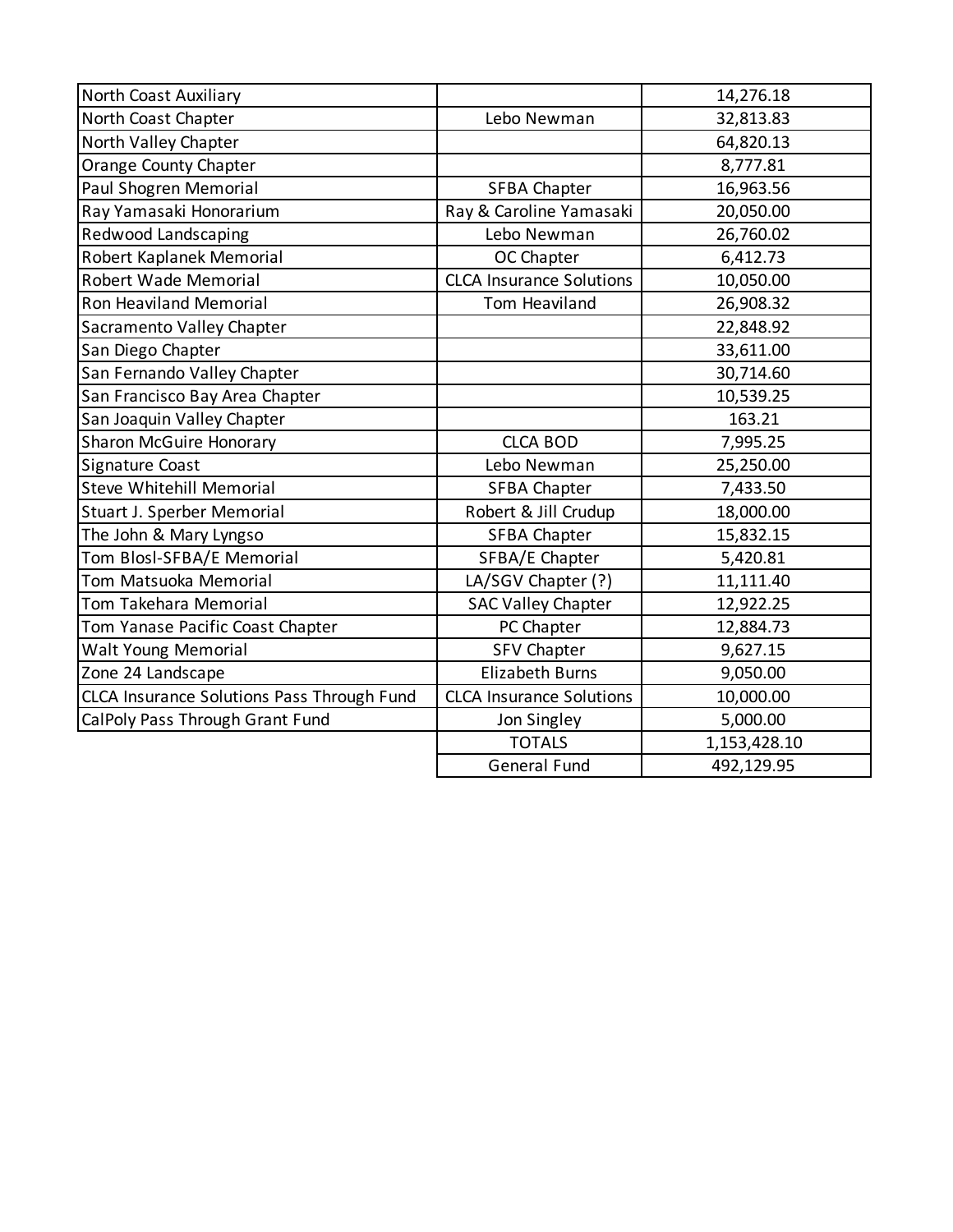| | | |
|---|---|---|
| North Coast Auxiliary | | 14,276.18 |
| North Coast Chapter | Lebo Newman | 32,813.83 |
| North Valley Chapter | | 64,820.13 |
| Orange County Chapter | | 8,777.81 |
| Paul Shogren Memorial | SFBA Chapter | 16,963.56 |
| Ray Yamasaki Honorarium | Ray & Caroline Yamasaki | 20,050.00 |
| Redwood Landscaping | Lebo Newman | 26,760.02 |
| Robert Kaplanek Memorial | OC Chapter | 6,412.73 |
| Robert Wade Memorial | CLCA Insurance Solutions | 10,050.00 |
| Ron Heaviland Memorial | Tom Heaviland | 26,908.32 |
| Sacramento Valley Chapter | | 22,848.92 |
| San Diego Chapter | | 33,611.00 |
| San Fernando Valley Chapter | | 30,714.60 |
| San Francisco Bay Area Chapter | | 10,539.25 |
| San Joaquin Valley Chapter | | 163.21 |
| Sharon McGuire Honorary | CLCA BOD | 7,995.25 |
| Signature Coast | Lebo Newman | 25,250.00 |
| Steve Whitehill Memorial | SFBA Chapter | 7,433.50 |
| Stuart J. Sperber Memorial | Robert & Jill Crudup | 18,000.00 |
| The John & Mary Lyngso | SFBA Chapter | 15,832.15 |
| Tom Blosl-SFBA/E Memorial | SFBA/E Chapter | 5,420.81 |
| Tom Matsuoka Memorial | LA/SGV Chapter (?) | 11,111.40 |
| Tom Takehara Memorial | SAC Valley Chapter | 12,922.25 |
| Tom Yanase Pacific Coast Chapter | PC Chapter | 12,884.73 |
| Walt Young Memorial | SFV Chapter | 9,627.15 |
| Zone 24 Landscape | Elizabeth Burns | 9,050.00 |
| CLCA Insurance Solutions Pass Through Fund | CLCA Insurance Solutions | 10,000.00 |
| CalPoly Pass Through Grant Fund | Jon Singley | 5,000.00 |
| | TOTALS | 1,153,428.10 |
| | General Fund | 492,129.95 |